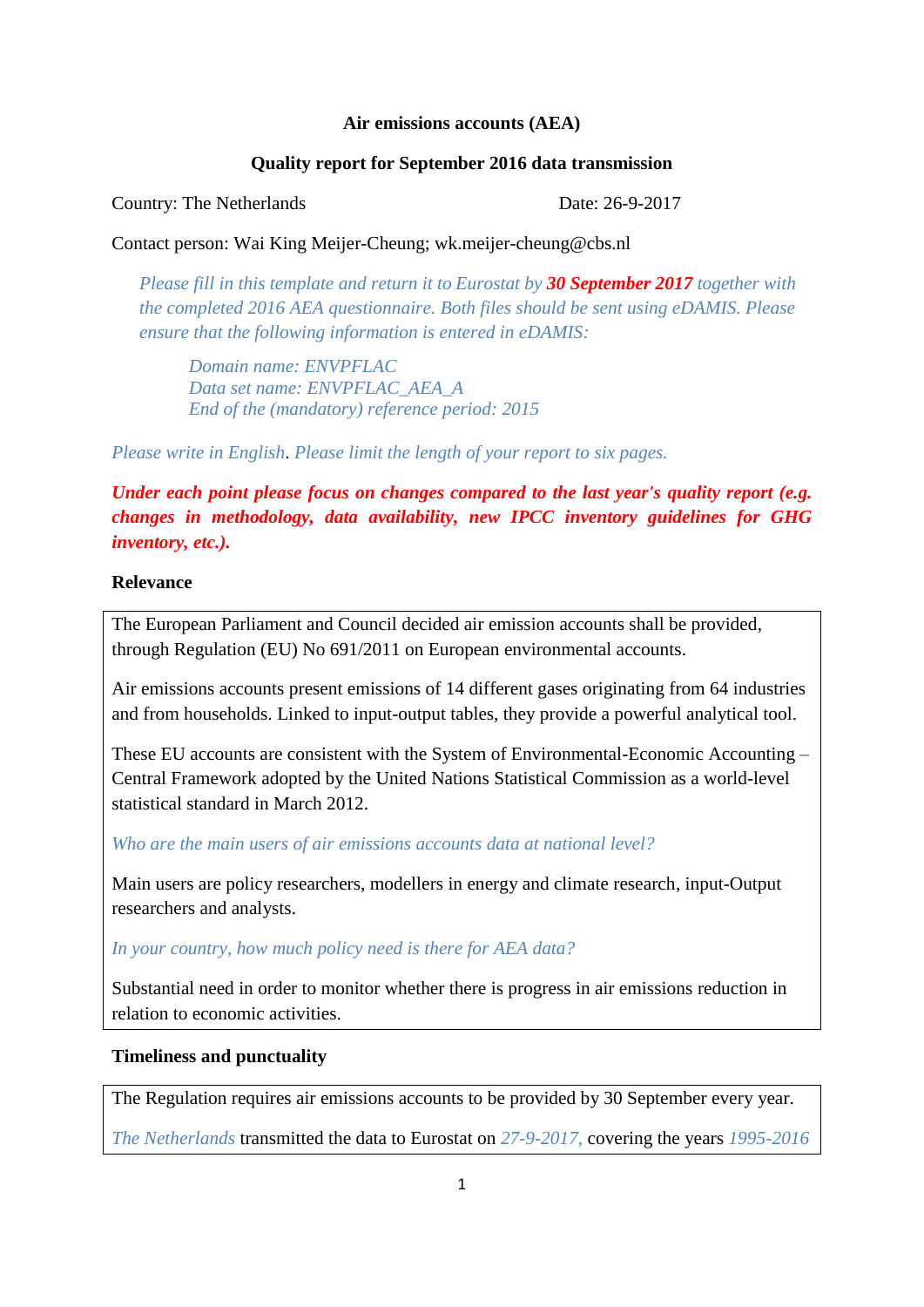**Air emissions accounts (AEA)**

**Quality report for September 2016 data transmission**

Country: The Netherlands Date: 26-9-2017

Contact person: Wai King Meijer-Cheung; wk.meijer-cheung@cbs.nl

*Please fill in this template and return it to Eurostat by* ***30 September 2017*** *together with the completed 2016 AEA questionnaire. Both files should be sent using eDAMIS. Please ensure that the following information is entered in eDAMIS:*

> *Domain name: ENVPFLAC*
> *Data set name: ENVPFLAC_AEA_A*
> *End of the (mandatory) reference period: 2015*

*Please write in English. Please limit the length of your report to six pages.*

***Under each point please focus on changes compared to the last year's quality report (e.g. changes in methodology, data availability, new IPCC inventory guidelines for GHG inventory, etc.).***

**Relevance**

The European Parliament and Council decided air emission accounts shall be provided, through Regulation (EU) No 691/2011 on European environmental accounts.

Air emissions accounts present emissions of 14 different gases originating from 64 industries and from households. Linked to input-output tables, they provide a powerful analytical tool.

These EU accounts are consistent with the System of Environmental-Economic Accounting – Central Framework adopted by the United Nations Statistical Commission as a world-level statistical standard in March 2012.

*Who are the main users of air emissions accounts data at national level?*

Main users are policy researchers, modellers in energy and climate research, input-Output researchers and analysts.

*In your country, how much policy need is there for AEA data?*

Substantial need in order to monitor whether there is progress in air emissions reduction in relation to economic activities.

**Timeliness and punctuality**

The Regulation requires air emissions accounts to be provided by 30 September every year.

*The Netherlands* transmitted the data to Eurostat on *27-9-2017,* covering the years *1995-2016*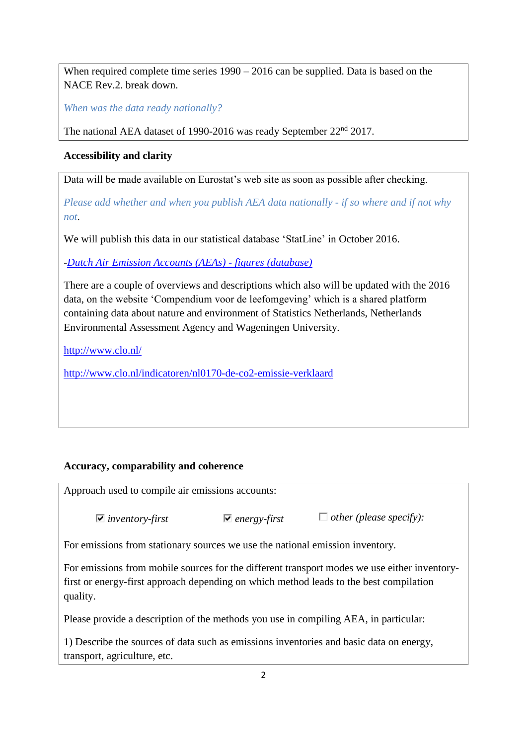When required complete time series 1990 – 2016 can be supplied. Data is based on the NACE Rev.2. break down.

*When was the data ready nationally?*

The national AEA dataset of 1990-2016 was ready September 22nd 2017.

**Accessibility and clarity**

Data will be made available on Eurostat's web site as soon as possible after checking.

*Please add whether and when you publish AEA data nationally - if so where and if not why not.*

We will publish this data in our statistical database 'StatLine' in October 2016.

-*Dutch Air Emission Accounts (AEAs) - figures (database)*

There are a couple of overviews and descriptions which also will be updated with the 2016 data, on the website 'Compendium voor de leefomgeving' which is a shared platform containing data about nature and environment of Statistics Netherlands, Netherlands Environmental Assessment Agency and Wageningen University.

http://www.clo.nl/

http://www.clo.nl/indicatoren/nl0170-de-co2-emissie-verklaard

**Accuracy, comparability and coherence**

Approach used to compile air emissions accounts:

☑ *inventory-first* ☑ *energy-first* ☐ *other (please specify):*

For emissions from stationary sources we use the national emission inventory.

For emissions from mobile sources for the different transport modes we use either inventory-first or energy-first approach depending on which method leads to the best compilation quality.

Please provide a description of the methods you use in compiling AEA, in particular:

1) Describe the sources of data such as emissions inventories and basic data on energy, transport, agriculture, etc.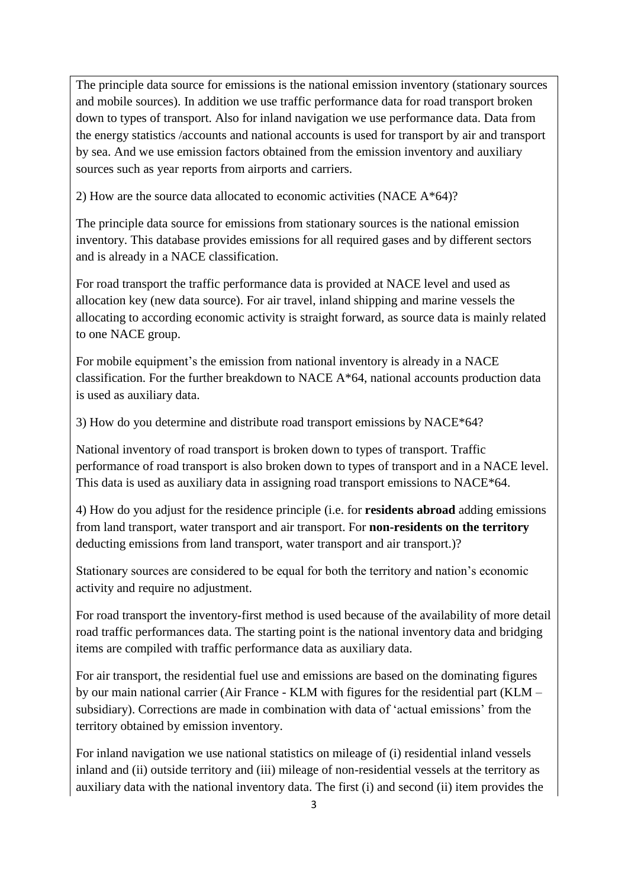The principle data source for emissions is the national emission inventory (stationary sources and mobile sources). In addition we use traffic performance data for road transport broken down to types of transport. Also for inland navigation we use performance data. Data from the energy statistics /accounts and national accounts is used for transport by air and transport by sea. And we use emission factors obtained from the emission inventory and auxiliary sources such as year reports from airports and carriers.

2) How are the source data allocated to economic activities (NACE A*64)?

The principle data source for emissions from stationary sources is the national emission inventory. This database provides emissions for all required gases and by different sectors and is already in a NACE classification.

For road transport the traffic performance data is provided at NACE level and used as allocation key (new data source). For air travel, inland shipping and marine vessels the allocating to according economic activity is straight forward, as source data is mainly related to one NACE group.

For mobile equipment's the emission from national inventory is already in a NACE classification. For the further breakdown to NACE A*64, national accounts production data is used as auxiliary data.

3) How do you determine and distribute road transport emissions by NACE*64?

National inventory of road transport is broken down to types of transport. Traffic performance of road transport is also broken down to types of transport and in a NACE level. This data is used as auxiliary data in assigning road transport emissions to NACE*64.

4) How do you adjust for the residence principle (i.e. for **residents abroad** adding emissions from land transport, water transport and air transport. For **non-residents on the territory** deducting emissions from land transport, water transport and air transport.)?

Stationary sources are considered to be equal for both the territory and nation's economic activity and require no adjustment.

For road transport the inventory-first method is used because of the availability of more detail road traffic performances data. The starting point is the national inventory data and bridging items are compiled with traffic performance data as auxiliary data.

For air transport, the residential fuel use and emissions are based on the dominating figures by our main national carrier (Air France - KLM with figures for the residential part (KLM – subsidiary). Corrections are made in combination with data of 'actual emissions' from the territory obtained by emission inventory.

For inland navigation we use national statistics on mileage of (i) residential inland vessels inland and (ii) outside territory and (iii) mileage of non-residential vessels at the territory as auxiliary data with the national inventory data. The first (i) and second (ii) item provides the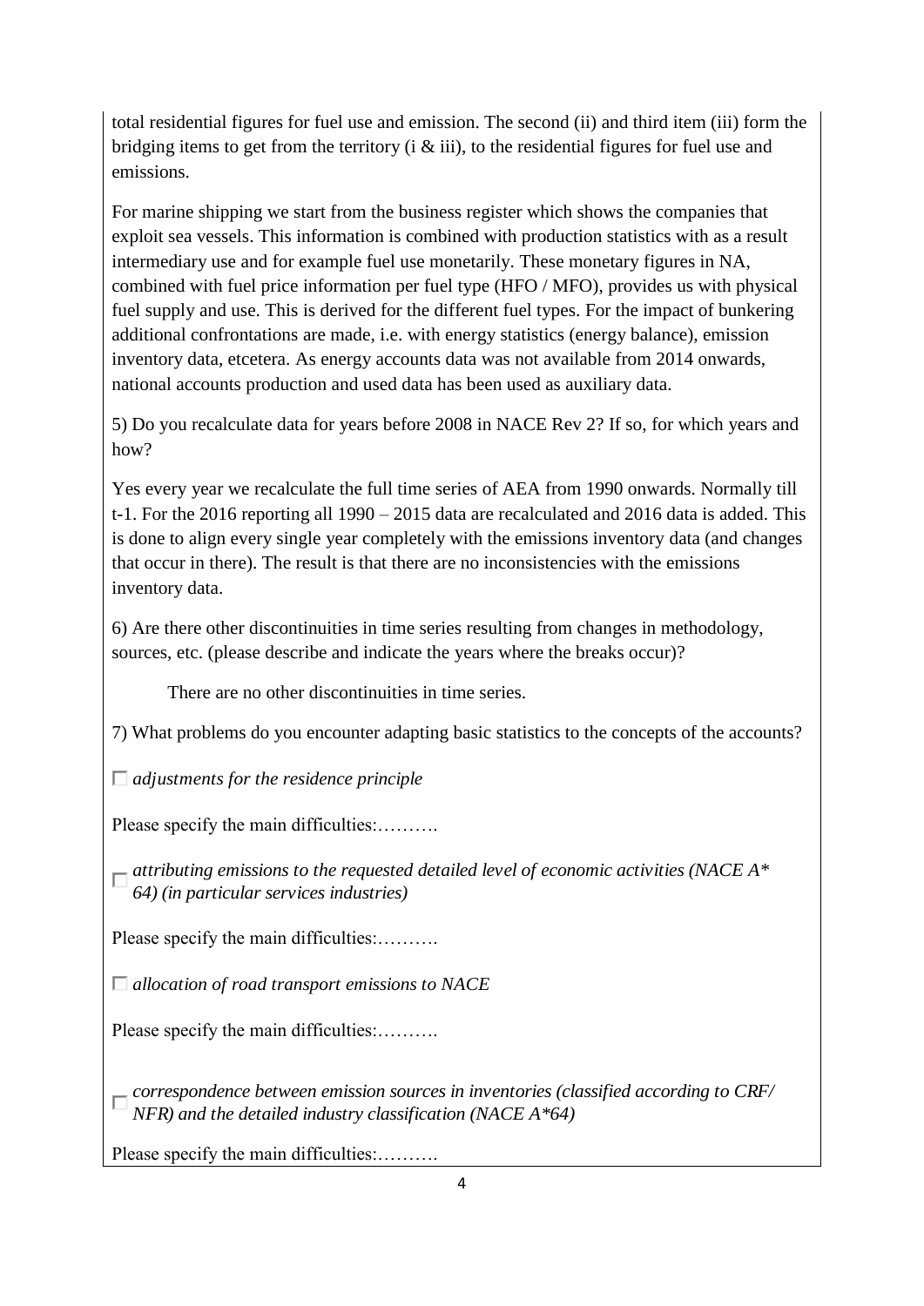total residential figures for fuel use and emission. The second (ii) and third item (iii) form the bridging items to get from the territory (i & iii), to the residential figures for fuel use and emissions.

For marine shipping we start from the business register which shows the companies that exploit sea vessels. This information is combined with production statistics with as a result intermediary use and for example fuel use monetarily. These monetary figures in NA, combined with fuel price information per fuel type (HFO / MFO), provides us with physical fuel supply and use. This is derived for the different fuel types. For the impact of bunkering additional confrontations are made, i.e. with energy statistics (energy balance), emission inventory data, etcetera. As energy accounts data was not available from 2014 onwards, national accounts production and used data has been used as auxiliary data.

5) Do you recalculate data for years before 2008 in NACE Rev 2? If so, for which years and how?

Yes every year we recalculate the full time series of AEA from 1990 onwards. Normally till t-1. For the 2016 reporting all 1990 – 2015 data are recalculated and 2016 data is added. This is done to align every single year completely with the emissions inventory data (and changes that occur in there). The result is that there are no inconsistencies with the emissions inventory data.

6) Are there other discontinuities in time series resulting from changes in methodology, sources, etc. (please describe and indicate the years where the breaks occur)?

There are no other discontinuities in time series.

7) What problems do you encounter adapting basic statistics to the concepts of the accounts?

☐ *adjustments for the residence principle*

Please specify the main difficulties:……….

☐ *attributing emissions to the requested detailed level of economic activities (NACE A* 64) (in particular services industries)*

Please specify the main difficulties:……….

☐ *allocation of road transport emissions to NACE*

Please specify the main difficulties:……….

☐ *correspondence between emission sources in inventories (classified according to CRF/ NFR) and the detailed industry classification (NACE A*64)*

Please specify the main difficulties:……….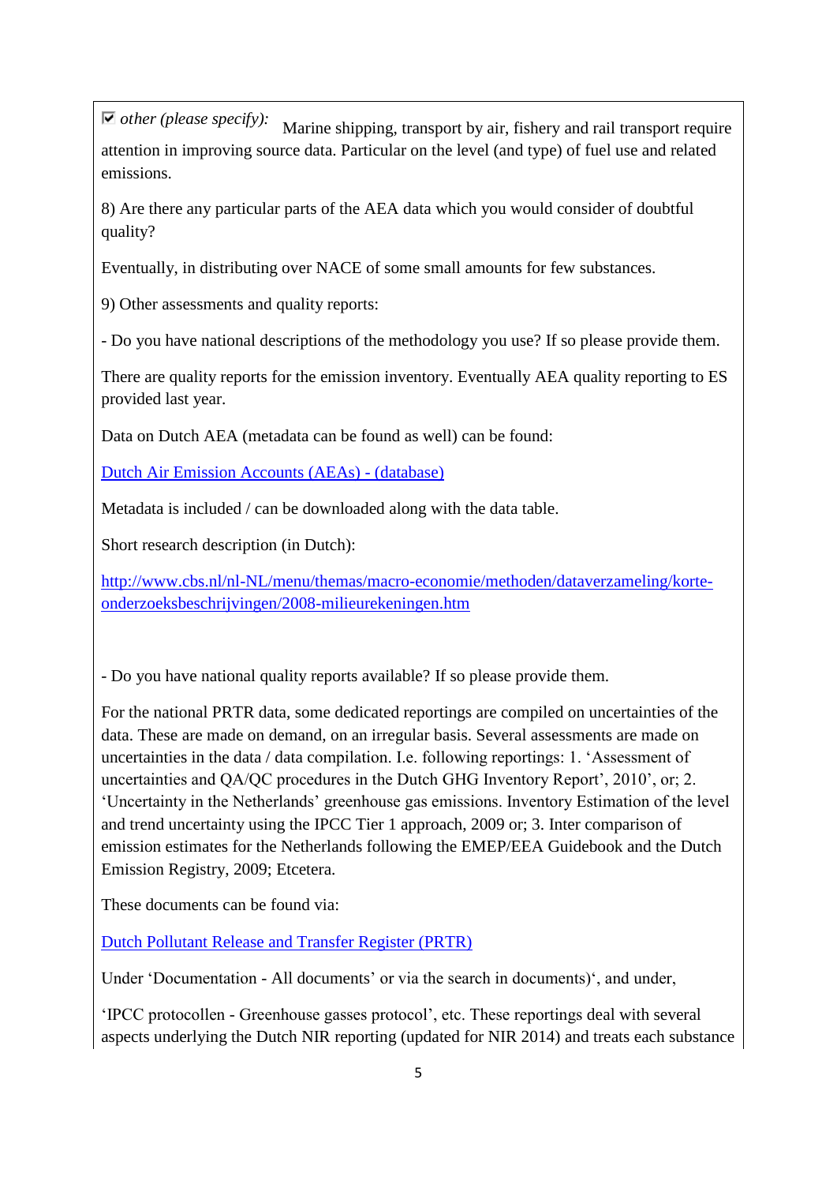☑ *other (please specify):* Marine shipping, transport by air, fishery and rail transport require attention in improving source data. Particular on the level (and type) of fuel use and related emissions.

8) Are there any particular parts of the AEA data which you would consider of doubtful quality?

Eventually, in distributing over NACE of some small amounts for few substances.

9) Other assessments and quality reports:

- Do you have national descriptions of the methodology you use? If so please provide them.

There are quality reports for the emission inventory. Eventually AEA quality reporting to ES provided last year.

Data on Dutch AEA (metadata can be found as well) can be found:

Dutch Air Emission Accounts (AEAs) - (database)

Metadata is included / can be downloaded along with the data table.

Short research description (in Dutch):

http://www.cbs.nl/nl-NL/menu/themas/macro-economie/methoden/dataverzameling/korte-onderzoeksbeschrijvingen/2008-milieurekeningen.htm

- Do you have national quality reports available? If so please provide them.

For the national PRTR data, some dedicated reportings are compiled on uncertainties of the data. These are made on demand, on an irregular basis. Several assessments are made on uncertainties in the data / data compilation. I.e. following reportings: 1. 'Assessment of uncertainties and QA/QC procedures in the Dutch GHG Inventory Report', 2010', or; 2. 'Uncertainty in the Netherlands' greenhouse gas emissions. Inventory Estimation of the level and trend uncertainty using the IPCC Tier 1 approach, 2009 or; 3. Inter comparison of emission estimates for the Netherlands following the EMEP/EEA Guidebook and the Dutch Emission Registry, 2009; Etcetera.

These documents can be found via:

Dutch Pollutant Release and Transfer Register (PRTR)

Under 'Documentation - All documents' or via the search in documents)', and under,

'IPCC protocollen - Greenhouse gasses protocol', etc. These reportings deal with several aspects underlying the Dutch NIR reporting (updated for NIR 2014) and treats each substance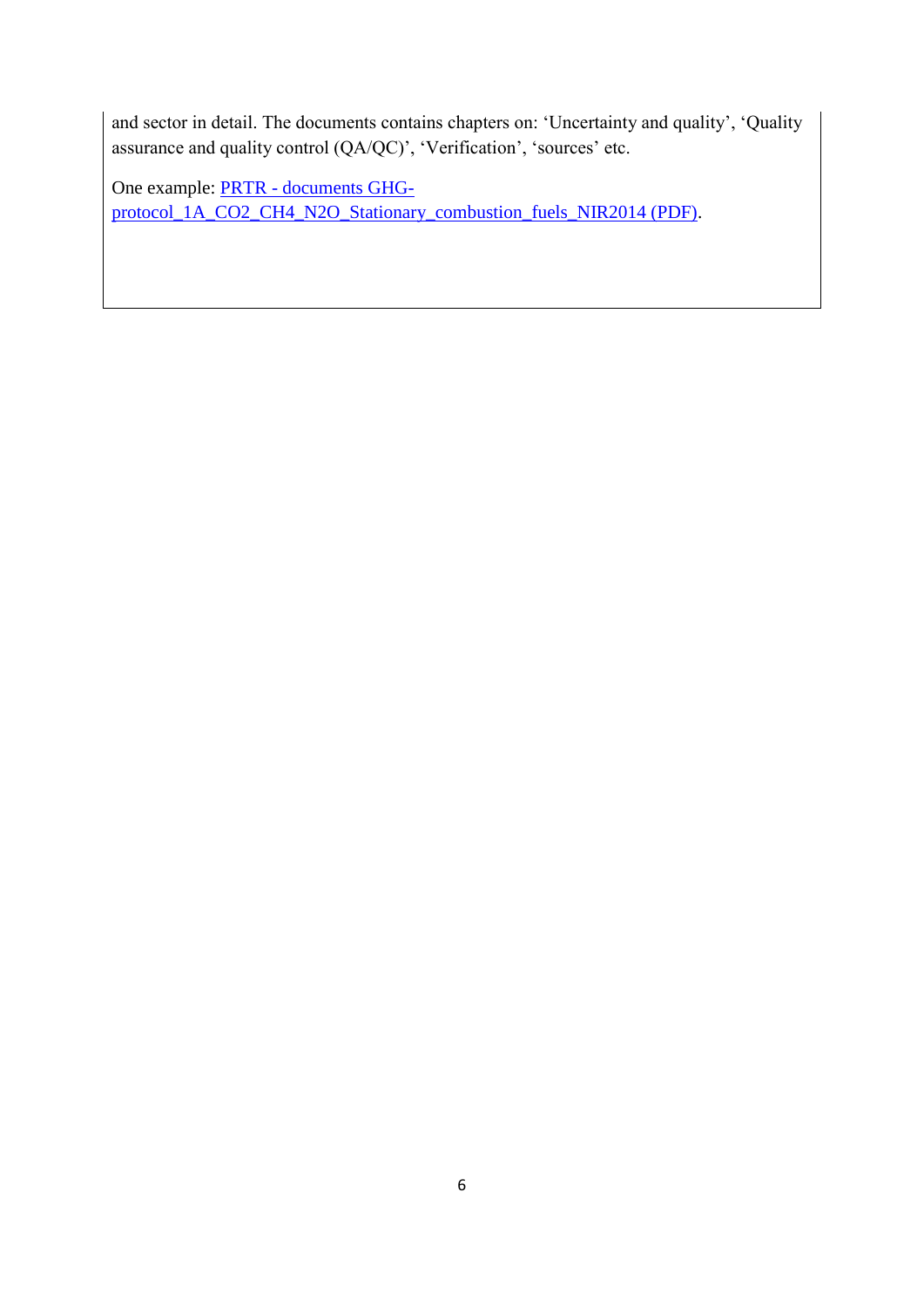and sector in detail. The documents contains chapters on: 'Uncertainty and quality', 'Quality assurance and quality control (QA/QC)', 'Verification', 'sources' etc.

One example: PRTR - documents GHG-protocol_1A_CO2_CH4_N2O_Stationary_combustion_fuels_NIR2014 (PDF).